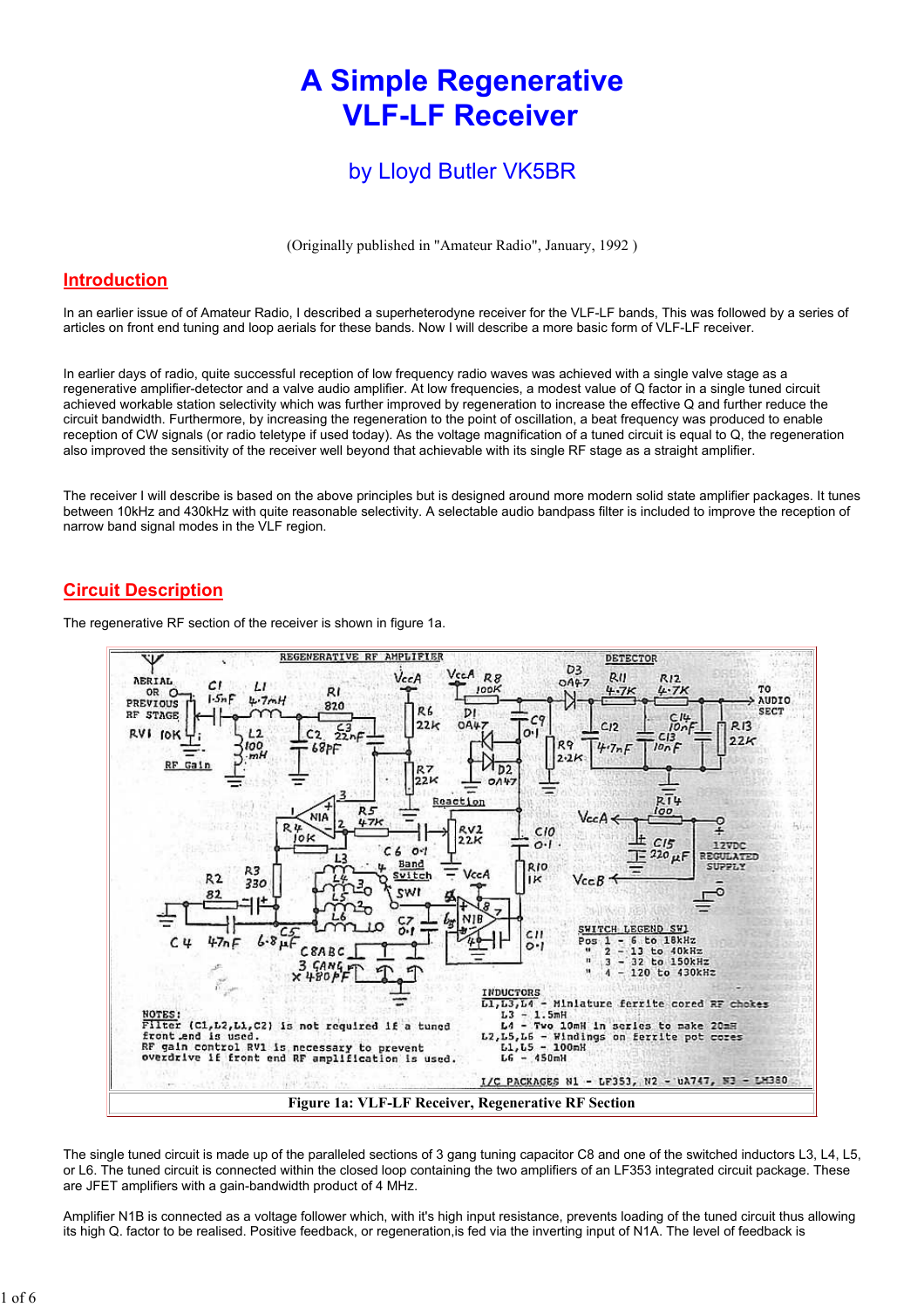# A Simple Regenerative VLF-LF Receiver

### by Lloyd Butler VK5BR

(Originally published in "Amateur Radio", January, 1992 )

## Introduction

In an earlier issue of of Amateur Radio, I described a superheterodyne receiver for the VLF-LF bands, This was followed by a series of articles on front end tuning and loop aerials for these bands. Now I will describe a more basic form of VLF-LF receiver.

In earlier days of radio, quite successful reception of low frequency radio waves was achieved with a single valve stage as a regenerative amplifier-detector and a valve audio amplifier. At low frequencies, a modest value of Q factor in a single tuned circuit achieved workable station selectivity which was further improved by regeneration to increase the effective Q and further reduce the circuit bandwidth. Furthermore, by increasing the regeneration to the point of oscillation, a beat frequency was produced to enable reception of CW signals (or radio teletype if used today). As the voltage magnification of a tuned circuit is equal to Q, the regeneration also improved the sensitivity of the receiver well beyond that achievable with its single RF stage as a straight amplifier.

The receiver I will describe is based on the above principles but is designed around more modern solid state amplifier packages. It tunes between 10kHz and 430kHz with quite reasonable selectivity. A selectable audio bandpass filter is included to improve the reception of narrow band signal modes in the VLF region.

## Circuit Description

The regenerative RF section of the receiver is shown in figure 1a.

Figure 1a: VLF-LF Receiver, Regenerative RF Section

The single tuned circuit is made up of the paralleled sections of 3 gang tuning capacitor C8 and one of the switched inductors L3, L4, L5, or L6. The tuned circuit is connected within the closed loop containing the two amplifiers of an LF353 integrated circuit package. These are JFET amplifiers with a gain-bandwidth product of 4 MHz.

Amplifier N1B is connected as a voltage follower which, with it's high input resistance, prevents loading of the tuned circuit thus allowing its high Q. factor to be realised. Positive feedback, or regeneration,is fed via the inverting input of N1A. The level of feedback is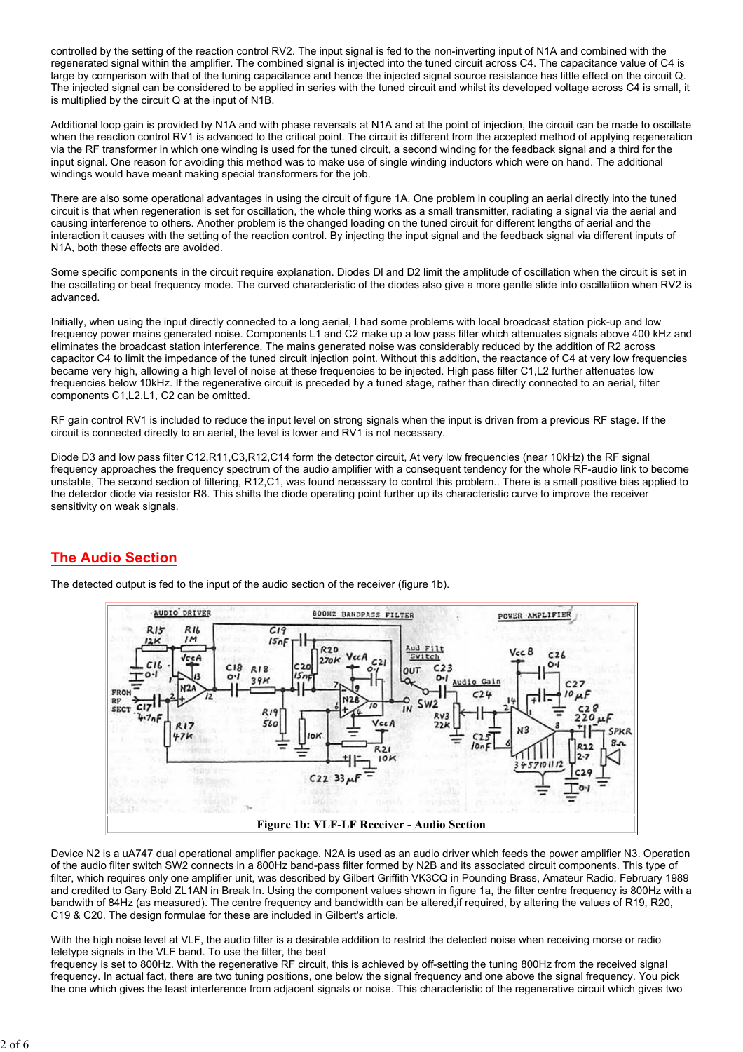controlled by the setting of the reaction control RV2. The input signal is fed to the non-inverting input of N1A and combined with the regenerated signal within the amplifier. The combined signal is injected into the tuned circuit across C4. The capacitance value of C4 is large by comparison with that of the tuning capacitance and hence the injected signal source resistance has little effect on the circuit Q. The injected signal can be considered to be applied in series with the tuned circuit and whilst its developed voltage across C4 is small, it is multiplied by the circuit Q at the input of N1B.

Additional loop gain is provided by N1A and with phase reversals at N1A and at the point of injection, the circuit can be made to oscillate when the reaction control RV1 is advanced to the critical point. The circuit is different from the accepted method of applying regeneration via the RF transformer in which one winding is used for the tuned circuit, a second winding for the feedback signal and a third for the input signal. One reason for avoiding this method was to make use of single winding inductors which were on hand. The additional windings would have meant making special transformers for the job.

There are also some operational advantages in using the circuit of figure 1A. One problem in coupling an aerial directly into the tuned circuit is that when regeneration is set for oscillation, the whole thing works as a small transmitter, radiating a signal via the aerial and causing interference to others. Another problem is the changed loading on the tuned circuit for different lengths of aerial and the interaction it causes with the setting of the reaction control. By injecting the input signal and the feedback signal via different inputs of N1A, both these effects are avoided.

Some specific components in the circuit require explanation. Diodes Dl and D2 limit the amplitude of oscillation when the circuit is set in the oscillating or beat frequency mode. The curved characteristic of the diodes also give a more gentle slide into oscillatiion when RV2 is advanced.

Initially, when using the input directly connected to a long aerial, I had some problems with local broadcast station pick-up and low frequency power mains generated noise. Components L1 and C2 make up a low pass filter which attenuates signals above 400 kHz and eliminates the broadcast station interference. The mains generated noise was considerably reduced by the addition of R2 across capacitor C4 to limit the impedance of the tuned circuit injection point. Without this addition, the reactance of C4 at very low frequencies became very high, allowing a high level of noise at these frequencies to be injected. High pass filter C1,L2 further attenuates low frequencies below 10kHz. If the regenerative circuit is preceded by a tuned stage, rather than directly connected to an aerial, filter components C1,L2,L1, C2 can be omitted.

RF gain control RV1 is included to reduce the input level on strong signals when the input is driven from a previous RF stage. If the circuit is connected directly to an aerial, the level is lower and RV1 is not necessary.

Diode D3 and low pass filter C12,R11,C3,R12,C14 form the detector circuit, At very low frequencies (near 10kHz) the RF signal frequency approaches the frequency spectrum of the audio amplifier with a consequent tendency for the whole RF-audio link to become unstable, The second section of filtering, R12,C1, was found necessary to control this problem.. There is a small positive bias applied to the detector diode via resistor R8. This shifts the diode operating point further up its characteristic curve to improve the receiver sensitivity on weak signals.

## The Audio Section

The detected output is fed to the input of the audio section of the receiver (figure 1b).

Figure 1b: VLF-LF Receiver - Audio Section

Device N2 is a uA747 dual operational amplifier package. N2A is used as an audio driver which feeds the power amplifier N3. Operation of the audio filter switch SW2 connects in a 800Hz band-pass filter formed by N2B and its associated circuit components. This type of filter, which requires only one amplifier unit, was described by Gilbert Griffith VK3CQ in Pounding Brass, Amateur Radio, February 1989 and credited to Gary Bold ZL1AN in Break In. Using the component values shown in figure 1a, the filter centre frequency is 800Hz with a bandwith of 84Hz (as measured). The centre frequency and bandwidth can be altered,if required, by altering the values of R19, R20, C19 & C20. The design formulae for these are included in Gilbert's article.

With the high noise level at VLF, the audio filter is a desirable addition to restrict the detected noise when receiving morse or radio teletype signals in the VLF band. To use the filter, the beat frequency is set to 800Hz. With the regenerative RF circuit, this is achieved by off-setting the tuning 800Hz from the received signal frequency. In actual fact, there are two tuning positions, one below the signal frequency and one above the signal frequency. You pick the one which gives the least interference from adjacent signals or noise. This characteristic of the regenerative circuit which gives two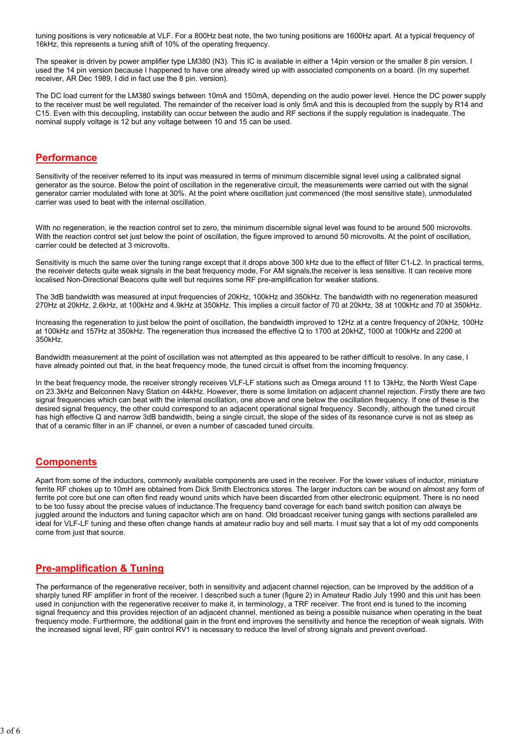tuning positions is very noticeable at VLF. For a 800Hz beat note, the two tuning positions are 1600Hz apart. At a typical frequency of 16kHz, this represents a tuning shift of 10% of the operating frequency.

The speaker is driven by power amplifier type LM380 (N3). This IC is available in either a 14pin version or the smaller 8 pin version. I used the 14 pin version because I happened to have one already wired up with associated components on a board. (In my superhet receiver, AR Dec 1989, I did in fact use the 8 pin. version).

The DC load current for the LM380 swings between 10mA and 150mA, depending on the audio power level. Hence the DC power supply to the receiver must be well regulated. The remainder of the receiver load is only 5mA and this is decoupled from the supply by R14 and C15. Even with this decoupling, instability can occur between the audio and RF sections if the supply regulation is inadequate. The nominal supply voltage is 12 but any voltage between 10 and 15 can be used.

## Performance

Sensitivity of the receiver referred to its input was measured in terms of minimum discernible signal level using a calibrated signal generator as the source. Below the point of oscillation in the regenerative circuit, the measurements were carried out with the signal generator carrier modulated with tone at 30%. At the point where oscillation just commenced (the most sensitive state), unmodulated carrier was used to beat with the internal oscillation.

With no regeneration, ie the reaction control set to zero, the minimum discernible signal level was found to be around 500 microvolts. With the reaction control set just below the point of oscillation, the figure improved to around 50 microvolts. At the point of oscillation, carrier could be detected at 3 microvolts.

Sensitivity is much the same over the tuning range except that it drops above 300 kHz due to the effect of filter C1-L2. In practical terms, the receiver detects quite weak signals in the beat frequency mode, For AM signals,the receiver is less sensitive. It can receive more localised Non-Directional Beacons quite well but requires some RF pre-amplification for weaker stations.

The 3dB bandwidth was measured at input frequencies of 20kHz, 100kHz and 350kHz. The bandwidth with no regeneration measured 270Hz at 20kHz, 2.6kHz, at 100kHz and 4.9kHz at 350kHz. This implies a circuit factor of 70 at 20kHz, 38 at 100kHz and 70 at 350kHz.

Increasing the regeneration to just below the point of oscillation, the bandwidth improved to 12Hz at a centre frequency of 20kHz, 100Hz at 100kHz and 157Hz at 350kHz. The regeneration thus increased the effective Q to 1700 at 20kHZ, 1000 at 100kHz and 2200 at 350kHz.

Bandwidth measurement at the point of oscillation was not attempted as this appeared to be rather difficult to resolve. In any case, I have already pointed out that, in the beat frequency mode, the tuned circuit is offset from the incoming frequency.

In the beat frequency mode, the receiver strongly receives VLF-LF stations such as Omega around 11 to 13kHz, the North West Cape on 23.3kHz and Belconnen Navy Station on 44kHz. However, there is some limitation on adjacent channel rejection. Firstly there are two signal frequencies which can beat with the internal oscillation, one above and one below the oscillation frequency. If one of these is the desired signal frequency, the other could correspond to an adjacent operational signal frequency. Secondly, although the tuned circuit has high effective Q and narrow 3dB bandwidth, being a single circuit, the slope of the sides of its resonance curve is not as steep as that of a ceramic filter in an IF channel, or even a number of cascaded tuned circuits.

## Components

Apart from some of the inductors, commonly available components are used in the receiver. For the lower values of inductor, miniature ferrite RF chokes up to 10mH are obtained from Dick Smith Electronics stores. The larger inductors can be wound on almost any form of ferrite pot core but one can often find ready wound units which have been discarded from other electronic equipment. There is no need to be too fussy about the precise values of inductance.The frequency band coverage for each band switch position can always be juggled around the inductors and tuning capacitor which are on hand. Old broadcast receiver tuning gangs with sections paralleled are ideal for VLF-LF tuning and these often change hands at amateur radio buy and sell marts. I must say that a lot of my odd components come from just that source.

## Pre-amplification & Tuning

The performance of the regenerative receiver, both in sensitivity and adjacent channel rejection, can be irnproved by the addition of a sharply tuned RF amplifier in front of the receiver. I described such a tuner (figure 2) in Amateur Radio July 1990 and this unit has been used in conjunction with the regenerative receiver to make it, in terminology, a TRF receiver. The front end is tuned to the incoming signal frequency and this provides rejection of an adjacent channel, mentioned as being a possible nuisance when operating in the beat frequency mode. Furthermore, the additional gain in the front end improves the sensitivity and hence the reception of weak signals. With the increased signal level, RF gain control RV1 is necessary to reduce the level of strong signals and prevent overload.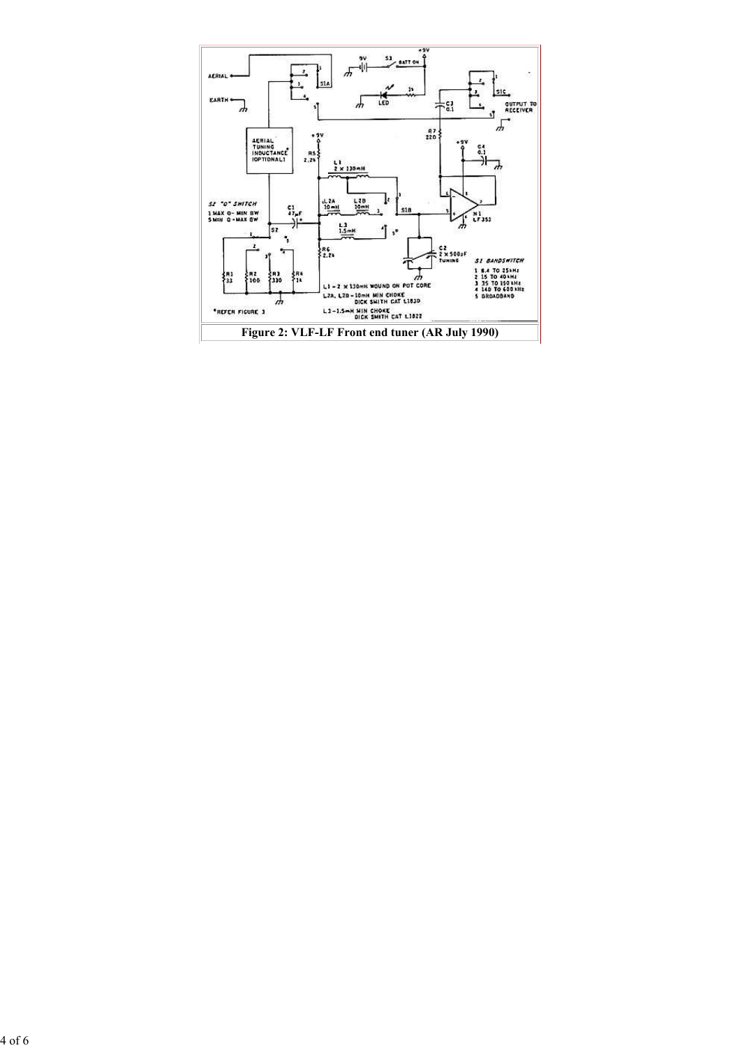Figure 2: VLF-LF Front end tuner (AR July 1990)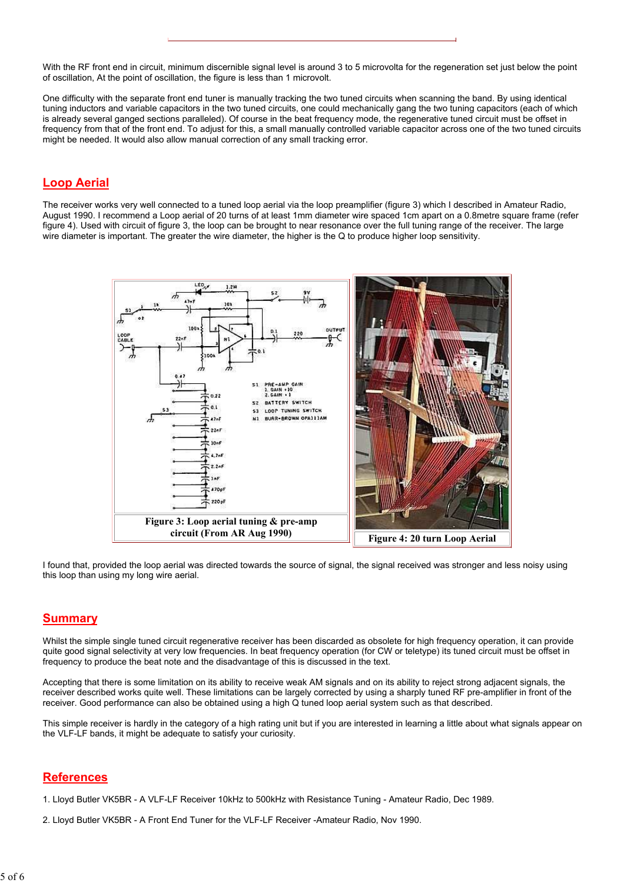With the RF front end in circuit, minimum discernible signal level is around 3 to 5 microvolta for the regeneration set just below the point of oscillation, At the point of oscillation, the figure is less than 1 microvolt.

One difficulty with the separate front end tuner is manually tracking the two tuned circuits when scanning the band. By using identical tuning inductors and variable capacitors in the two tuned circuits, one could mechanically gang the two tuning capacitors (each of which is already several ganged sections paralleled). Of course in the beat frequency mode, the regenerative tuned circuit must be offset in frequency from that of the front end. To adjust for this, a small manually controlled variable capacitor across one of the two tuned circuits might be needed. It would also allow manual correction of any small tracking error.

## Loop Aerial

The receiver works very well connected to a tuned loop aerial via the loop preamplifier (figure 3) which I described in Amateur Radio, August 1990. I recommend a Loop aerial of 20 turns of at least 1mm diameter wire spaced 1cm apart on a 0.8metre square frame (refer figure 4). Used with circuit of figure 3, the loop can be brought to near resonance over the full tuning range of the receiver. The large wire diameter is important. The greater the wire diameter, the higher is the Q to produce higher loop sensitivity.

**Figure 3: Loop aerial tuning & pre-amp circuit (From AR Aug 1990)**

**Figure 4: 20 turn Loop Aerial**

I found that, provided the loop aerial was directed towards the source of signal, the signal received was stronger and less noisy using this loop than using my long wire aerial.

## Summary

Whilst the simple single tuned circuit regenerative receiver has been discarded as obsolete for high frequency operation, it can provide quite good signal selectivity at very low frequencies. In beat frequency operation (for CW or teletype) its tuned circuit must be offset in frequency to produce the beat note and the disadvantage of this is discussed in the text.

Accepting that there is some limitation on its ability to receive weak AM signals and on its ability to reject strong adjacent signals, the receiver described works quite well. These limitations can be largely corrected by using a sharply tuned RF pre-amplifier in front of the receiver. Good performance can also be obtained using a high Q tuned loop aerial system such as that described.

This simple receiver is hardly in the category of a high rating unit but if you are interested in learning a little about what signals appear on the VLF-LF bands, it might be adequate to satisfy your curiosity.

## References

1. Lloyd Butler VK5BR - A VLF-LF Receiver 10kHz to 500kHz with Resistance Tuning - Amateur Radio, Dec 1989.

2. Lloyd Butler VK5BR - A Front End Tuner for the VLF-LF Receiver -Amateur Radio, Nov 1990.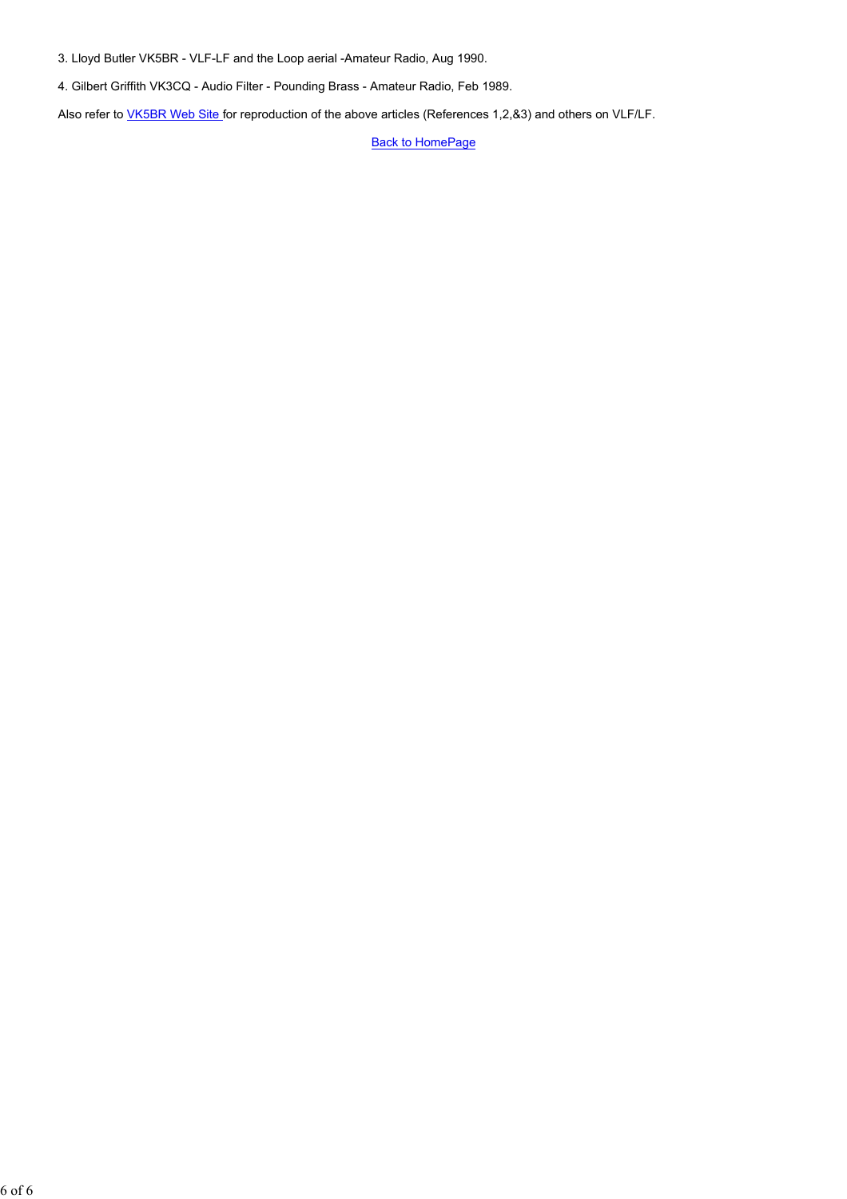3. Lloyd Butler VK5BR - VLF-LF and the Loop aerial -Amateur Radio, Aug 1990.

4. Gilbert Griffith VK3CQ - Audio Filter - Pounding Brass - Amateur Radio, Feb 1989.

Also refer to VK5BR Web Site for reproduction of the above articles (References 1,2,&3) and others on VLF/LF.

Back to HomePage